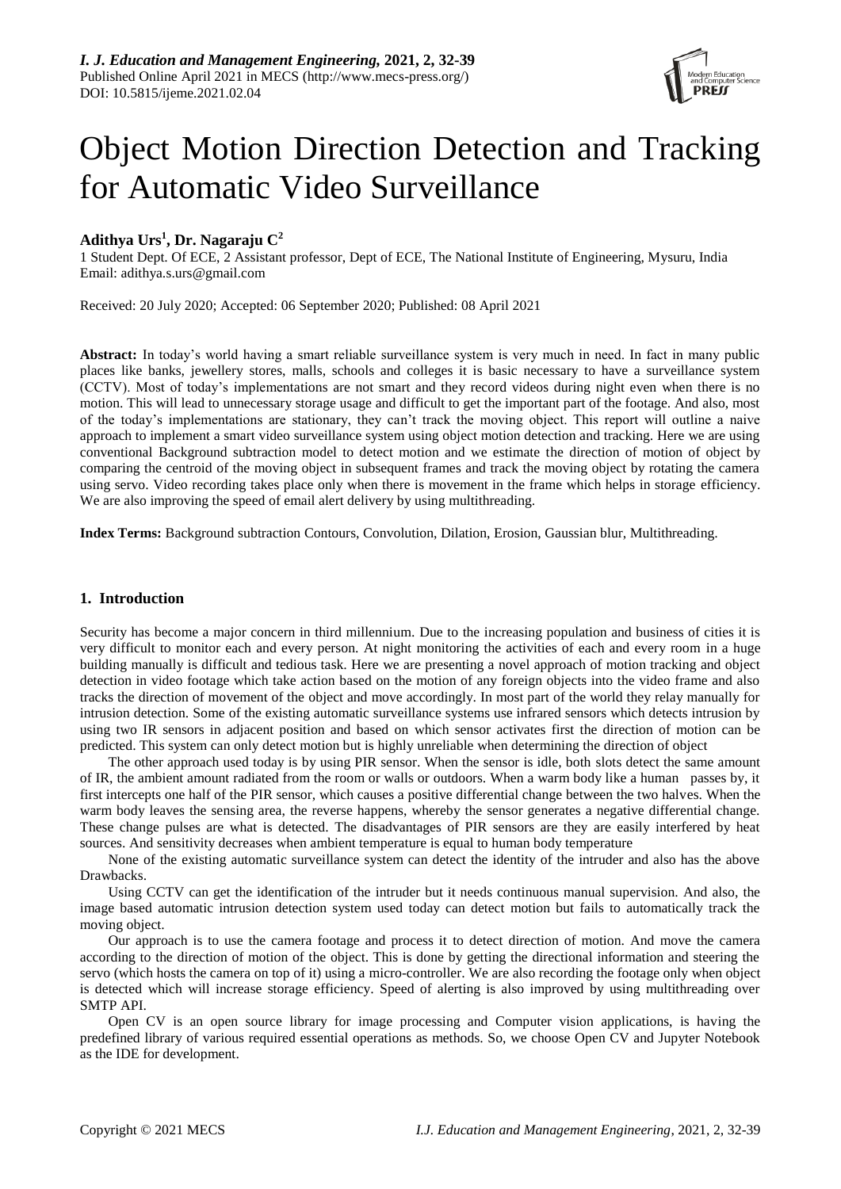# Object Motion Direction Detection and Tracking for Automatic Video Surveillance

**Adithya Urs[1], Dr. Nagaraju C[2]**

1 Student Dept. Of ECE, 2 Assistant professor, Dept of ECE, The National Institute of Engineering, Mysuru, India
Email: adithya.s.urs@gmail.com

Received: 20 July 2020; Accepted: 06 September 2020; Published: 08 April 2021

**Abstract:** In today's world having a smart reliable surveillance system is very much in need. In fact in many public places like banks, jewellery stores, malls, schools and colleges it is basic necessary to have a surveillance system (CCTV). Most of today's implementations are not smart and they record videos during night even when there is no motion. This will lead to unnecessary storage usage and difficult to get the important part of the footage. And also, most of the today's implementations are stationary, they can't track the moving object. This report will outline a naive approach to implement a smart video surveillance system using object motion detection and tracking. Here we are using conventional Background subtraction model to detect motion and we estimate the direction of motion of object by comparing the centroid of the moving object in subsequent frames and track the moving object by rotating the camera using servo. Video recording takes place only when there is movement in the frame which helps in storage efficiency. We are also improving the speed of email alert delivery by using multithreading.

**Index Terms:** Background subtraction Contours, Convolution, Dilation, Erosion, Gaussian blur, Multithreading.

## 1. Introduction

Security has become a major concern in third millennium. Due to the increasing population and business of cities it is very difficult to monitor each and every person. At night monitoring the activities of each and every room in a huge building manually is difficult and tedious task. Here we are presenting a novel approach of motion tracking and object detection in video footage which take action based on the motion of any foreign objects into the video frame and also tracks the direction of movement of the object and move accordingly. In most part of the world they relay manually for intrusion detection. Some of the existing automatic surveillance systems use infrared sensors which detects intrusion by using two IR sensors in adjacent position and based on which sensor activates first the direction of motion can be predicted. This system can only detect motion but is highly unreliable when determining the direction of object

The other approach used today is by using PIR sensor. When the sensor is idle, both slots detect the same amount of IR, the ambient amount radiated from the room or walls or outdoors. When a warm body like a human passes by, it first intercepts one half of the PIR sensor, which causes a positive differential change between the two halves. When the warm body leaves the sensing area, the reverse happens, whereby the sensor generates a negative differential change. These change pulses are what is detected. The disadvantages of PIR sensors are they are easily interfered by heat sources. And sensitivity decreases when ambient temperature is equal to human body temperature

None of the existing automatic surveillance system can detect the identity of the intruder and also has the above Drawbacks.

Using CCTV can get the identification of the intruder but it needs continuous manual supervision. And also, the image based automatic intrusion detection system used today can detect motion but fails to automatically track the moving object.

Our approach is to use the camera footage and process it to detect direction of motion. And move the camera according to the direction of motion of the object. This is done by getting the directional information and steering the servo (which hosts the camera on top of it) using a micro-controller. We are also recording the footage only when object is detected which will increase storage efficiency. Speed of alerting is also improved by using multithreading over SMTP API.

Open CV is an open source library for image processing and Computer vision applications, is having the predefined library of various required essential operations as methods. So, we choose Open CV and Jupyter Notebook as the IDE for development.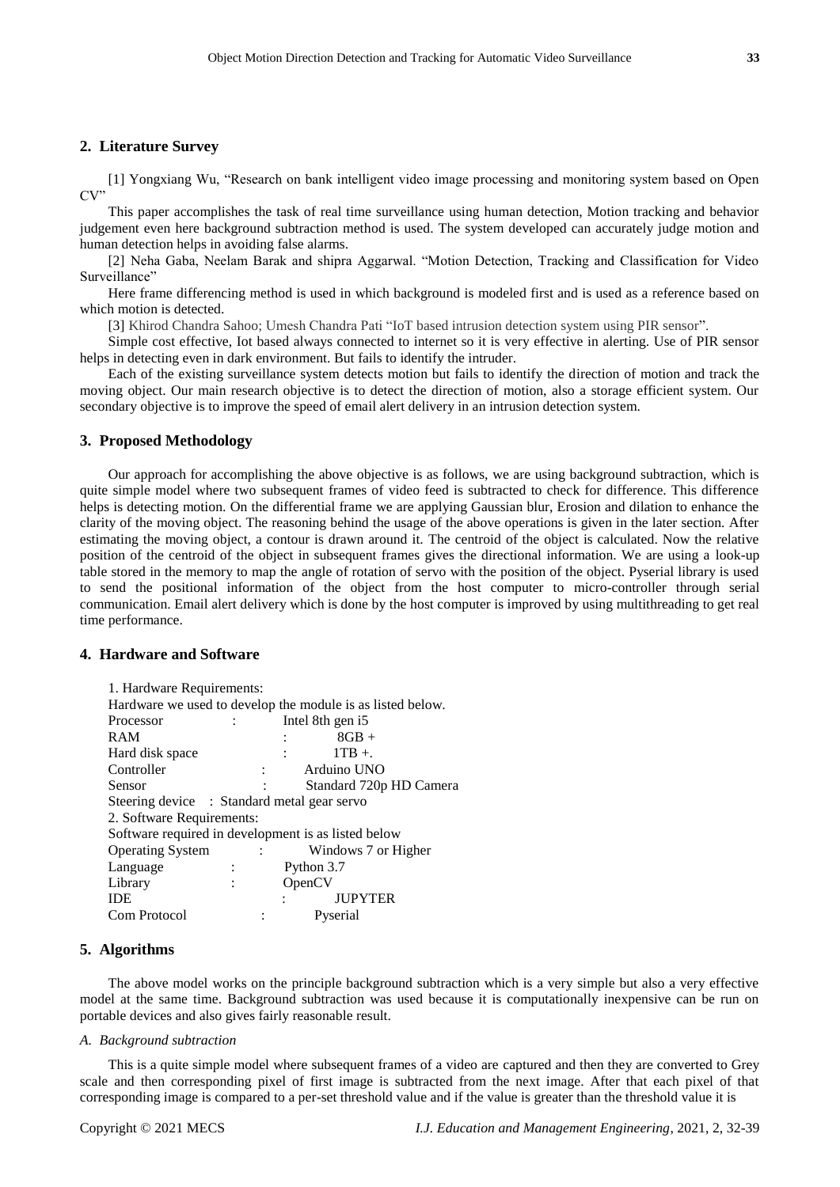## 2. Literature Survey

[1] Yongxiang Wu, "Research on bank intelligent video image processing and monitoring system based on Open CV"

This paper accomplishes the task of real time surveillance using human detection, Motion tracking and behavior judgement even here background subtraction method is used. The system developed can accurately judge motion and human detection helps in avoiding false alarms.

[2] Neha Gaba, Neelam Barak and shipra Aggarwal. "Motion Detection, Tracking and Classification for Video Surveillance"

Here frame differencing method is used in which background is modeled first and is used as a reference based on which motion is detected.

[3] Khirod Chandra Sahoo; Umesh Chandra Pati "IoT based intrusion detection system using PIR sensor".

Simple cost effective, Iot based always connected to internet so it is very effective in alerting. Use of PIR sensor helps in detecting even in dark environment. But fails to identify the intruder.

Each of the existing surveillance system detects motion but fails to identify the direction of motion and track the moving object. Our main research objective is to detect the direction of motion, also a storage efficient system. Our secondary objective is to improve the speed of email alert delivery in an intrusion detection system.

## 3. Proposed Methodology

Our approach for accomplishing the above objective is as follows, we are using background subtraction, which is quite simple model where two subsequent frames of video feed is subtracted to check for difference. This difference helps is detecting motion. On the differential frame we are applying Gaussian blur, Erosion and dilation to enhance the clarity of the moving object. The reasoning behind the usage of the above operations is given in the later section. After estimating the moving object, a contour is drawn around it. The centroid of the object is calculated. Now the relative position of the centroid of the object in subsequent frames gives the directional information. We are using a look-up table stored in the memory to map the angle of rotation of servo with the position of the object. Pyserial library is used to send the positional information of the object from the host computer to micro-controller through serial communication. Email alert delivery which is done by the host computer is improved by using multithreading to get real time performance.

## 4. Hardware and Software

1. Hardware Requirements:

Hardware we used to develop the module is as listed below.

| | | |
|---|---|---|
| Processor | : | Intel 8th gen i5 |
| RAM | : | 8GB + |
| Hard disk space | : | 1TB +. |
| Controller | : | Arduino UNO |
| Sensor | : | Standard 720p HD Camera |
| Steering device | : | Standard metal gear servo |

2. Software Requirements:

Software required in development is as listed below

| | | |
|---|---|---|
| Operating System | : | Windows 7 or Higher |
| Language | : | Python 3.7 |
| Library | : | OpenCV |
| IDE | : | JUPYTER |
| Com Protocol | : | Pyserial |

## 5. Algorithms

The above model works on the principle background subtraction which is a very simple but also a very effective model at the same time. Background subtraction was used because it is computationally inexpensive can be run on portable devices and also gives fairly reasonable result.

### *A. Background subtraction*

This is a quite simple model where subsequent frames of a video are captured and then they are converted to Grey scale and then corresponding pixel of first image is subtracted from the next image. After that each pixel of that corresponding image is compared to a per-set threshold value and if the value is greater than the threshold value it is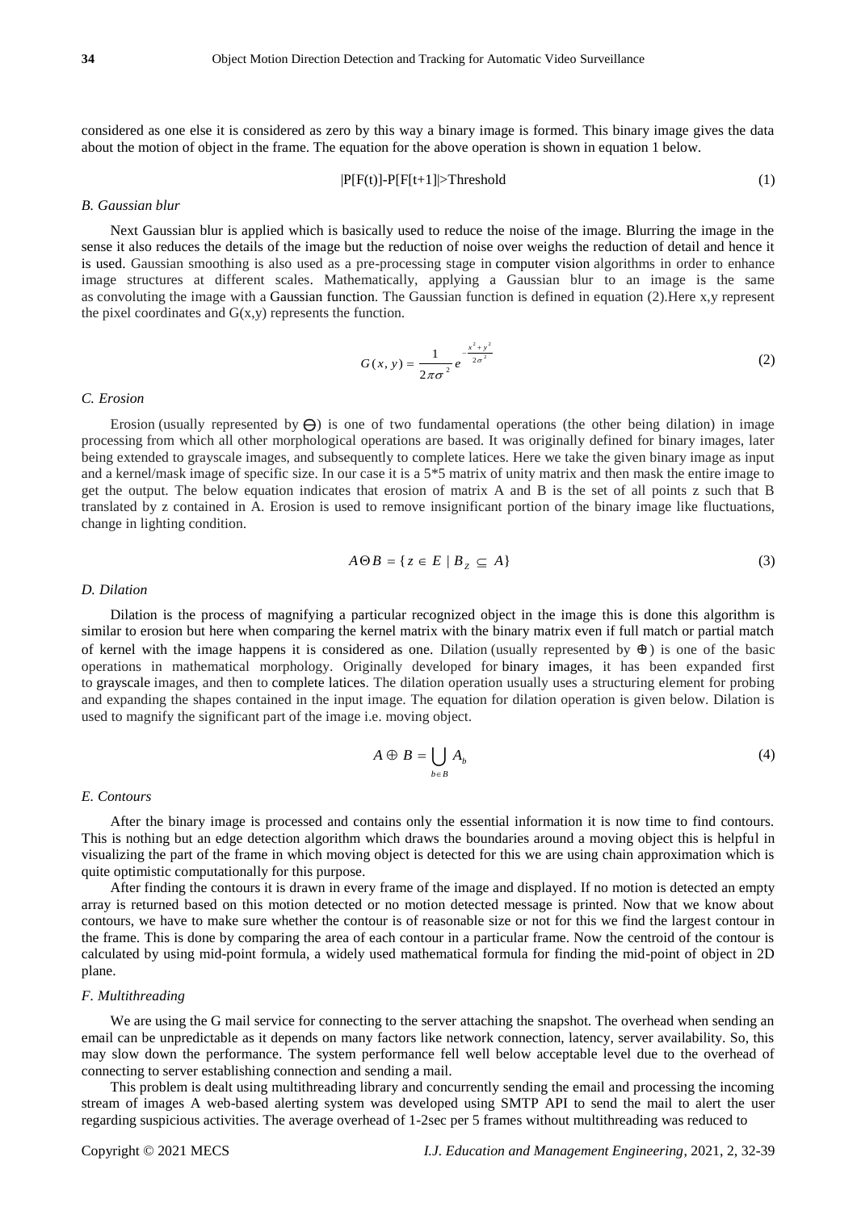considered as one else it is considered as zero by this way a binary image is formed. This binary image gives the data about the motion of object in the frame. The equation for the above operation is shown in equation 1 below.

$$|P[F(t)]-P[F[t+1]|>\text{Threshold} \tag{1}$$

### *B. Gaussian blur*

Next Gaussian blur is applied which is basically used to reduce the noise of the image. Blurring the image in the sense it also reduces the details of the image but the reduction of noise over weighs the reduction of detail and hence it is used. Gaussian smoothing is also used as a pre-processing stage in computer vision algorithms in order to enhance image structures at different scales. Mathematically, applying a Gaussian blur to an image is the same as convoluting the image with a Gaussian function. The Gaussian function is defined in equation (2).Here x,y represent the pixel coordinates and G(x,y) represents the function.

$$G(x,y) = \frac{1}{2\pi\sigma^2} e^{-\frac{x^2+y^2}{2\sigma^2}} \tag{2}$$

### *C. Erosion*

Erosion (usually represented by ⊖) is one of two fundamental operations (the other being dilation) in image processing from which all other morphological operations are based. It was originally defined for binary images, later being extended to grayscale images, and subsequently to complete latices. Here we take the given binary image as input and a kernel/mask image of specific size. In our case it is a 5*5 matrix of unity matrix and then mask the entire image to get the output. The below equation indicates that erosion of matrix A and B is the set of all points z such that B translated by z contained in A. Erosion is used to remove insignificant portion of the binary image like fluctuations, change in lighting condition.

$$A \Theta B = \{ z \in E \mid B_Z \subseteq A \} \tag{3}$$

### *D. Dilation*

Dilation is the process of magnifying a particular recognized object in the image this is done this algorithm is similar to erosion but here when comparing the kernel matrix with the binary matrix even if full match or partial match of kernel with the image happens it is considered as one. Dilation (usually represented by ⊕) is one of the basic operations in mathematical morphology. Originally developed for binary images, it has been expanded first to grayscale images, and then to complete lattices. The dilation operation usually uses a structuring element for probing and expanding the shapes contained in the input image. The equation for dilation operation is given below. Dilation is used to magnify the significant part of the image i.e. moving object.

$$A \oplus B = \bigcup_{b \in B} A_b \tag{4}$$

### *E. Contours*

After the binary image is processed and contains only the essential information it is now time to find contours. This is nothing but an edge detection algorithm which draws the boundaries around a moving object this is helpful in visualizing the part of the frame in which moving object is detected for this we are using chain approximation which is quite optimistic computationally for this purpose.

After finding the contours it is drawn in every frame of the image and displayed. If no motion is detected an empty array is returned based on this motion detected or no motion detected message is printed. Now that we know about contours, we have to make sure whether the contour is of reasonable size or not for this we find the largest contour in the frame. This is done by comparing the area of each contour in a particular frame. Now the centroid of the contour is calculated by using mid-point formula, a widely used mathematical formula for finding the mid-point of object in 2D plane.

### *F. Multithreading*

We are using the G mail service for connecting to the server attaching the snapshot. The overhead when sending an email can be unpredictable as it depends on many factors like network connection, latency, server availability. So, this may slow down the performance. The system performance fell well below acceptable level due to the overhead of connecting to server establishing connection and sending a mail.

This problem is dealt using multithreading library and concurrently sending the email and processing the incoming stream of images A web-based alerting system was developed using SMTP API to send the mail to alert the user regarding suspicious activities. The average overhead of 1-2sec per 5 frames without multithreading was reduced to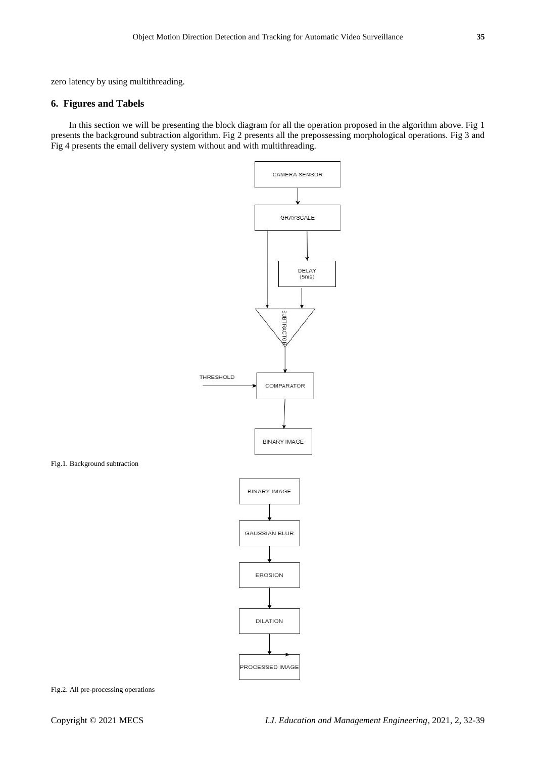zero latency by using multithreading.

## 6. Figures and Tabels

In this section we will be presenting the block diagram for all the operation proposed in the algorithm above. Fig 1 presents the background subtraction algorithm. Fig 2 presents all the prepossessing morphological operations. Fig 3 and Fig 4 presents the email delivery system without and with multithreading.

Fig.1. Background subtraction

Fig.2. All pre-processing operations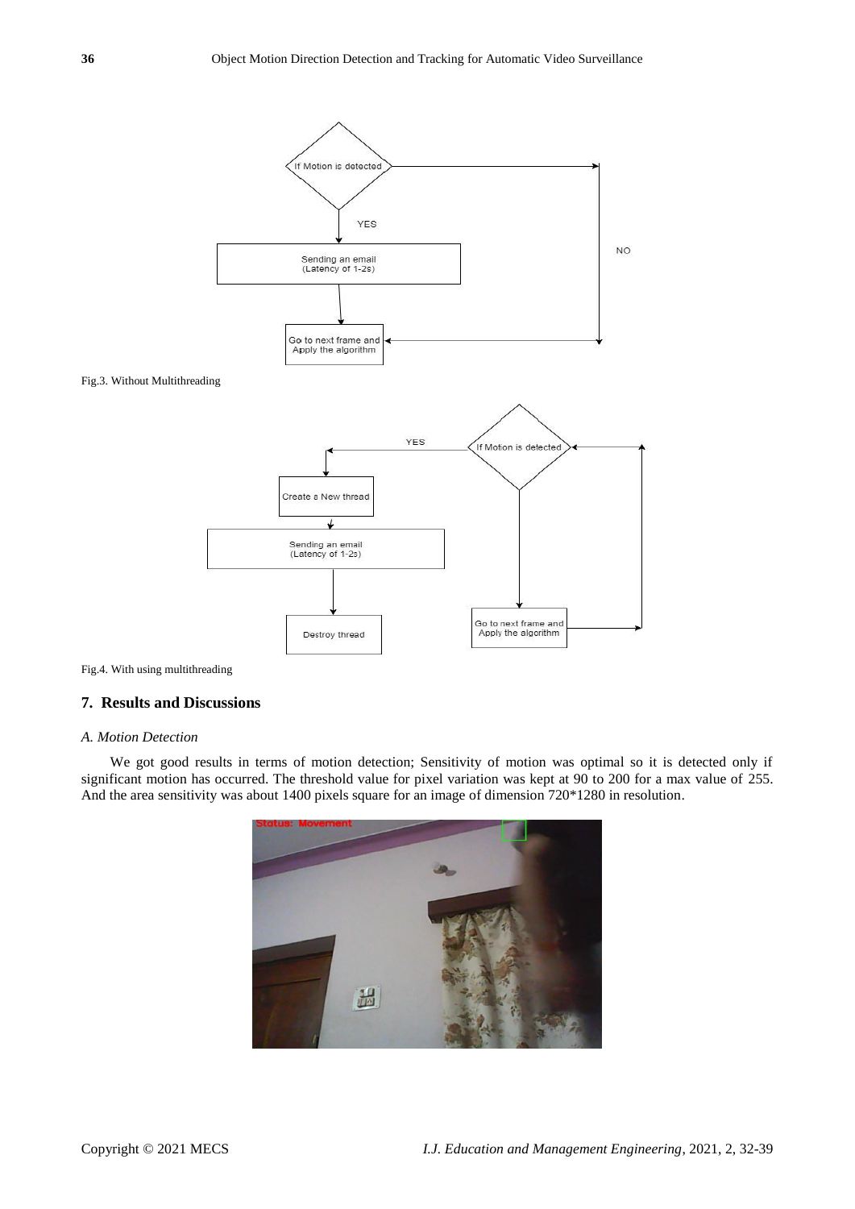Fig.3. Without Multithreading

Fig.4. With using multithreading

## 7. Results and Discussions

### *A. Motion Detection*

We got good results in terms of motion detection; Sensitivity of motion was optimal so it is detected only if significant motion has occurred. The threshold value for pixel variation was kept at 90 to 200 for a max value of 255. And the area sensitivity was about 1400 pixels square for an image of dimension 720*1280 in resolution.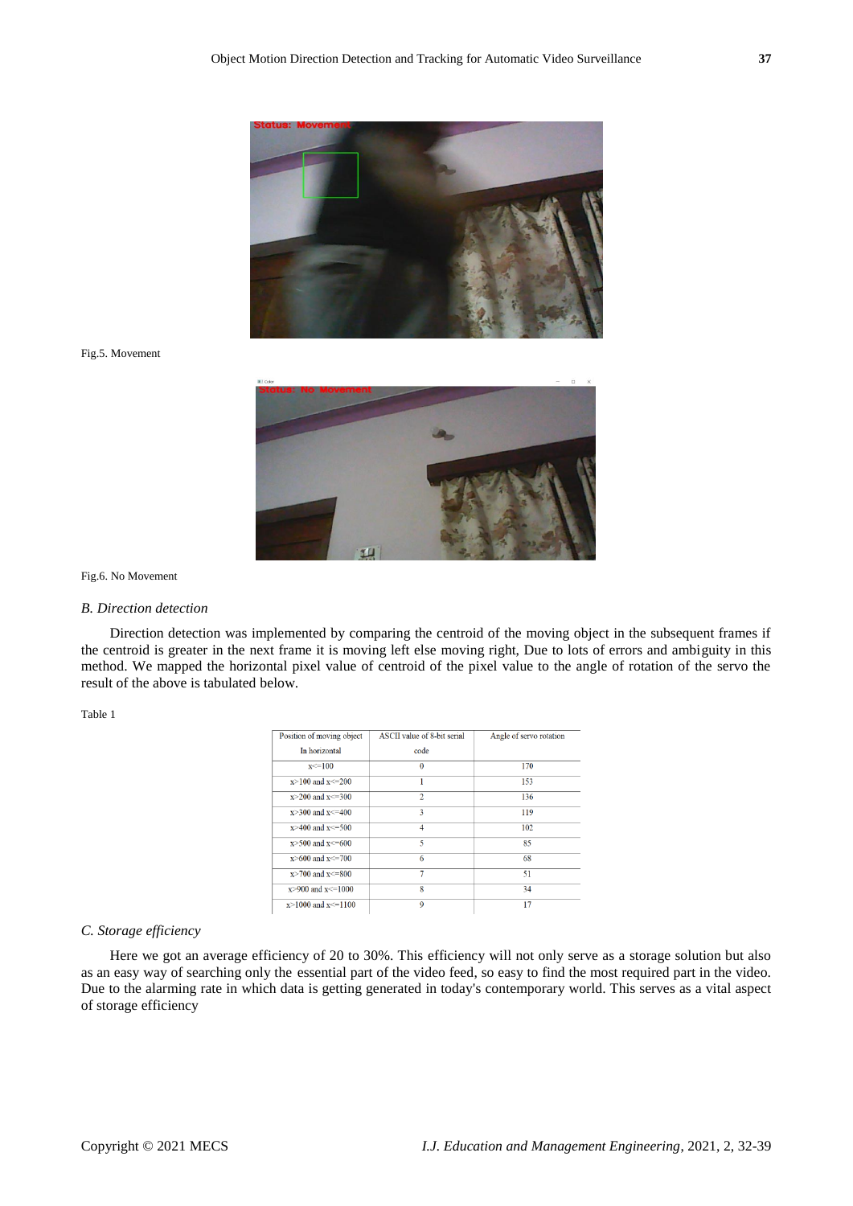Fig.5. Movement

Fig.6. No Movement

### *B. Direction detection*

Direction detection was implemented by comparing the centroid of the moving object in the subsequent frames if the centroid is greater in the next frame it is moving left else moving right, Due to lots of errors and ambiguity in this method. We mapped the horizontal pixel value of centroid of the pixel value to the angle of rotation of the servo the result of the above is tabulated below.

Table 1

| Position of moving object In horizontal | ASCII value of 8-bit serial code | Angle of servo rotation |
|---|---|---|
| x<=100 | 0 | 170 |
| x>100 and x<=200 | 1 | 153 |
| x>200 and x<=300 | 2 | 136 |
| x>300 and x<=400 | 3 | 119 |
| x>400 and x<=500 | 4 | 102 |
| x>500 and x<=600 | 5 | 85 |
| x>600 and x<=700 | 6 | 68 |
| x>700 and x<=800 | 7 | 51 |
| x>900 and x<=1000 | 8 | 34 |
| x>1000 and x<=1100 | 9 | 17 |

### *C. Storage efficiency*

Here we got an average efficiency of 20 to 30%. This efficiency will not only serve as a storage solution but also as an easy way of searching only the essential part of the video feed, so easy to find the most required part in the video. Due to the alarming rate in which data is getting generated in today's contemporary world. This serves as a vital aspect of storage efficiency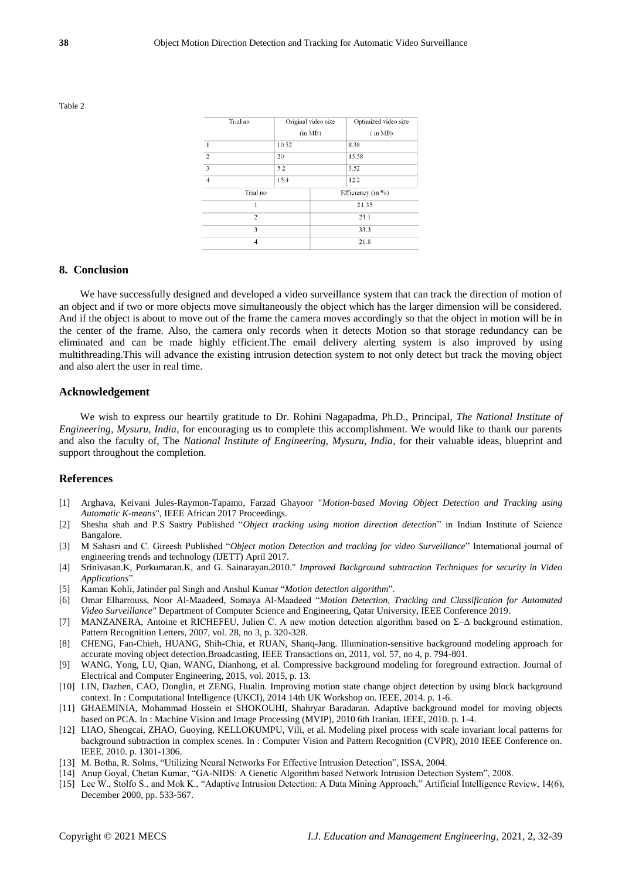Table 2

| Trial no | Original video size (in MB) | Optimized video size ( in MB) |
|---|---|---|
| 1 | 10.52 | 8.38 |
| 2 | 20 | 15.58 |
| 3 | 5.2 | 3.52 |
| 4 | 15.4 | 12.2 |

| Trial no | Efficiency (in %) |
|---|---|
| 1 | 21.35 |
| 2 | 23.1 |
| 3 | 33.3 |
| 4 | 21.8 |

## 8. Conclusion

We have successfully designed and developed a video surveillance system that can track the direction of motion of an object and if two or more objects move simultaneously the object which has the larger dimension will be considered. And if the object is about to move out of the frame the camera moves accordingly so that the object in motion will be in the center of the frame. Also, the camera only records when it detects Motion so that storage redundancy can be eliminated and can be made highly efficient.The email delivery alerting system is also improved by using multithreading.This will advance the existing intrusion detection system to not only detect but track the moving object and also alert the user in real time.

## Acknowledgement

We wish to express our heartily gratitude to Dr. Rohini Nagapadma, Ph.D., Principal, *The National Institute of Engineering, Mysuru, India*, for encouraging us to complete this accomplishment. We would like to thank our parents and also the faculty of, The *National Institute of Engineering, Mysuru, India*, for their valuable ideas, blueprint and support throughout the completion.

## References

[1] Arghava, Keivani Jules-Raymon-Tapamo, Farzad Ghayoor "*Motion-based Moving Object Detection and Tracking using Automatic K-means*", IEEE African 2017 Proceedings.

[2] Shesha shah and P.S Sastry Published "*Object tracking using motion direction detection*" in Indian Institute of Science Bangalore.

[3] M Sahasri and C. Gireesh Published "*Object motion Detection and tracking for video Surveillance*" International journal of engineering trends and technology (IJETT) April 2017.

[4] Srinivasan.K, Porkumaran.K, and G. Sainarayan.2010." *Improved Background subtraction Techniques for security in Video Applications*".

[5] Kaman Kohli, Jatinder pal Singh and Anshul Kumar "*Motion detection algorithm*".

[6] Omar Elharrouss, Noor Al-Maadeed, Somaya Al-Maadeed "*Motion Detection, Tracking and Classification for Automated Video Surveillance"* Department of Computer Science and Engineering, Qatar University, IEEE Conference 2019.

[7] MANZANERA, Antoine et RICHEFEU, Julien C. A new motion detection algorithm based on Σ–Δ background estimation. Pattern Recognition Letters, 2007, vol. 28, no 3, p. 320-328.

[8] CHENG, Fan-Chieh, HUANG, Shih-Chia, et RUAN, Shanq-Jang. Illumination-sensitive background modeling approach for accurate moving object detection.Broadcasting, IEEE Transactions on, 2011, vol. 57, no 4, p. 794-801.

[9] WANG, Yong, LU, Qian, WANG, Dianhong, et al. Compressive background modeling for foreground extraction. Journal of Electrical and Computer Engineering, 2015, vol. 2015, p. 13.

[10] LIN, Dazhen, CAO, Donglin, et ZENG, Hualin. Improving motion state change object detection by using block background context. In : Computational Intelligence (UKCI), 2014 14th UK Workshop on. IEEE, 2014. p. 1-6.

[11] GHAEMINIA, Mohammad Hossein et SHOKOUHI, Shahryar Baradaran. Adaptive background model for moving objects based on PCA. In : Machine Vision and Image Processing (MVIP), 2010 6th Iranian. IEEE, 2010. p. 1-4.

[12] LIAO, Shengcai, ZHAO, Guoying, KELLOKUMPU, Vili, et al. Modeling pixel process with scale invariant local patterns for background subtraction in complex scenes. In : Computer Vision and Pattern Recognition (CVPR), 2010 IEEE Conference on. IEEE, 2010. p. 1301-1306.

[13] M. Botha, R. Solms, "Utilizing Neural Networks For Effective Intrusion Detection", ISSA, 2004.

[14] Anup Goyal, Chetan Kumar, "GA-NIDS: A Genetic Algorithm based Network Intrusion Detection System", 2008.

[15] Lee W., Stolfo S., and Mok K., "Adaptive Intrusion Detection: A Data Mining Approach," Artificial Intelligence Review, 14(6), December 2000, pp. 533-567.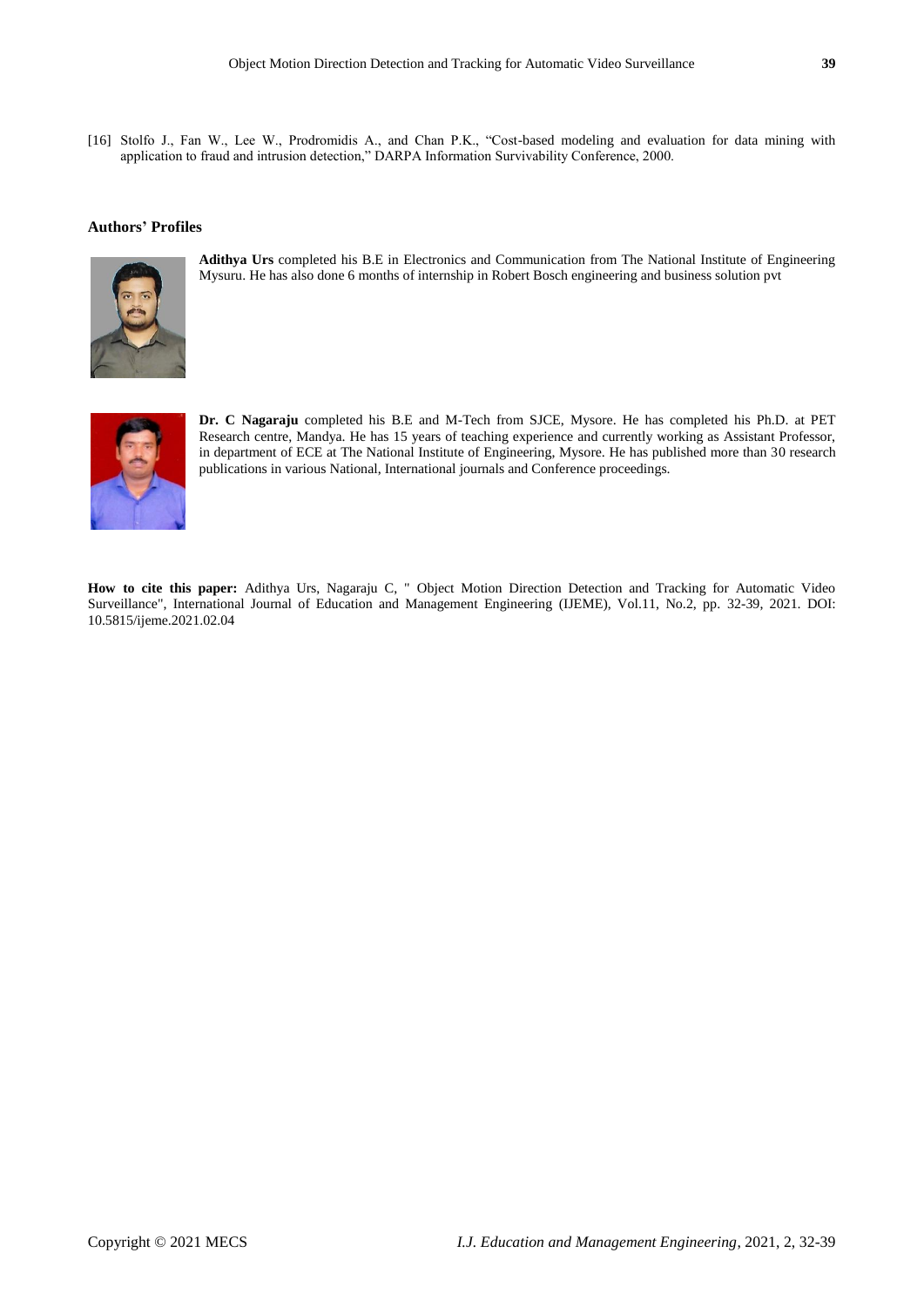[16] Stolfo J., Fan W., Lee W., Prodromidis A., and Chan P.K., "Cost-based modeling and evaluation for data mining with application to fraud and intrusion detection," DARPA Information Survivability Conference, 2000.

### Authors' Profiles

**Adithya Urs** completed his B.E in Electronics and Communication from The National Institute of Engineering Mysuru. He has also done 6 months of internship in Robert Bosch engineering and business solution pvt

**Dr. C Nagaraju** completed his B.E and M-Tech from SJCE, Mysore. He has completed his Ph.D. at PET Research centre, Mandya. He has 15 years of teaching experience and currently working as Assistant Professor, in department of ECE at The National Institute of Engineering, Mysore. He has published more than 30 research publications in various National, International journals and Conference proceedings.

**How to cite this paper:** Adithya Urs, Nagaraju C, " Object Motion Direction Detection and Tracking for Automatic Video Surveillance", International Journal of Education and Management Engineering (IJEME), Vol.11, No.2, pp. 32-39, 2021. DOI: 10.5815/ijeme.2021.02.04